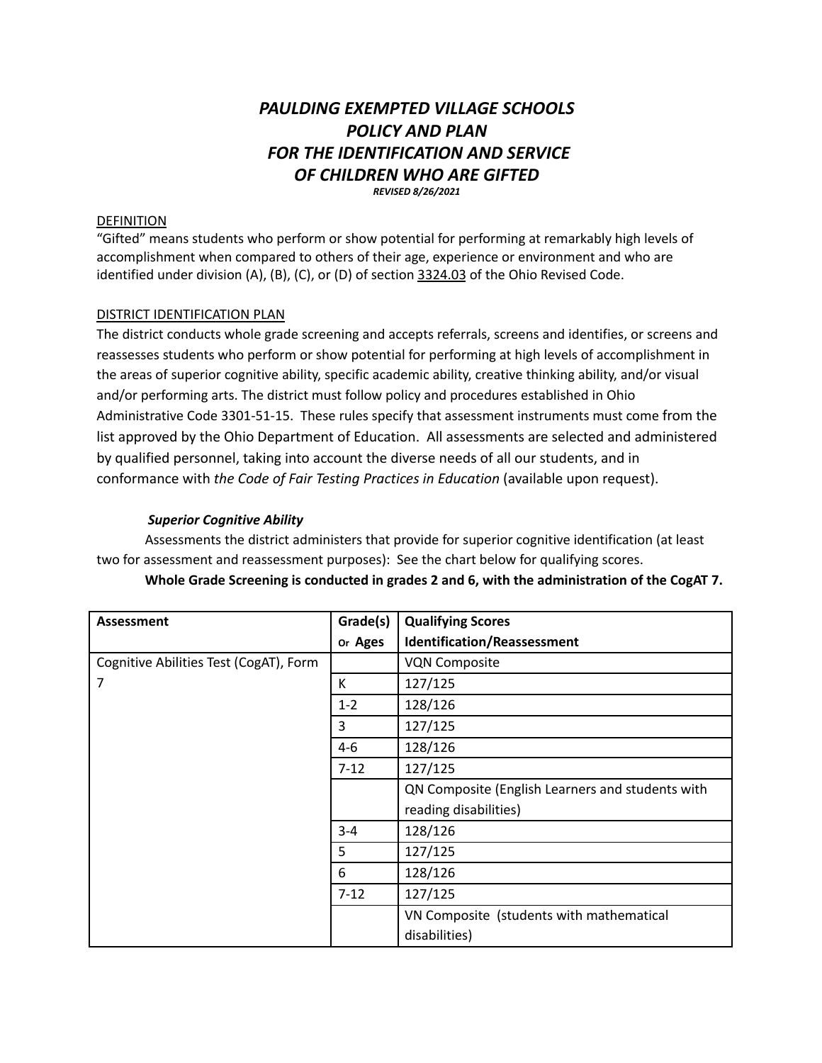# *PAULDING EXEMPTED VILLAGE SCHOOLS POLICY AND PLAN FOR THE IDENTIFICATION AND SERVICE OF CHILDREN WHO ARE GIFTED*

***REVISED 8/26/2021***

## DEFINITION

"Gifted" means students who perform or show potential for performing at remarkably high levels of accomplishment when compared to others of their age, experience or environment and who are identified under division (A), (B), (C), or (D) of section 3324.03 of the Ohio Revised Code.

## DISTRICT IDENTIFICATION PLAN

The district conducts whole grade screening and accepts referrals, screens and identifies, or screens and reassesses students who perform or show potential for performing at high levels of accomplishment in the areas of superior cognitive ability, specific academic ability, creative thinking ability, and/or visual and/or performing arts. The district must follow policy and procedures established in Ohio Administrative Code 3301-51-15. These rules specify that assessment instruments must come from the list approved by the Ohio Department of Education. All assessments are selected and administered by qualified personnel, taking into account the diverse needs of all our students, and in conformance with *the Code of Fair Testing Practices in Education* (available upon request).

### *Superior Cognitive Ability*

Assessments the district administers that provide for superior cognitive identification (at least two for assessment and reassessment purposes): See the chart below for qualifying scores.

**Whole Grade Screening is conducted in grades 2 and 6, with the administration of the CogAT 7.**

| **Assessment** | **Grade(s) or Ages** | **Qualifying Scores Identification/Reassessment** |
|---|---|---|
| Cognitive Abilities Test (CogAT), Form 7 | | VQN Composite |
| | K | 127/125 |
| | 1-2 | 128/126 |
| | 3 | 127/125 |
| | 4-6 | 128/126 |
| | 7-12 | 127/125 |
| | | QN Composite (English Learners and students with reading disabilities) |
| | 3-4 | 128/126 |
| | 5 | 127/125 |
| | 6 | 128/126 |
| | 7-12 | 127/125 |
| | | VN Composite (students with mathematical disabilities) |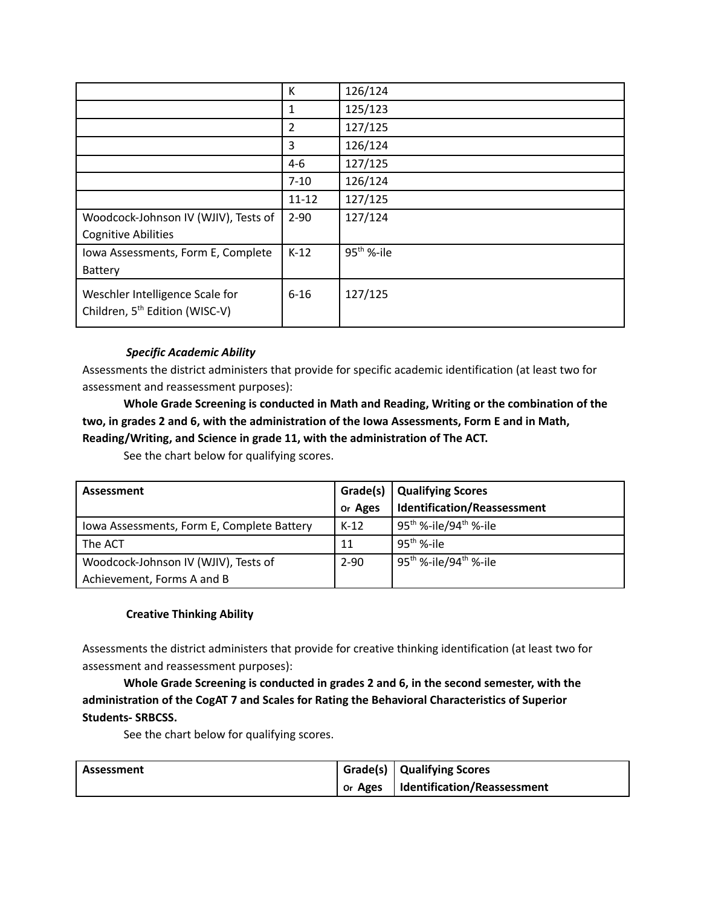| | | |
|---|---|---|
| | K | 126/124 |
| | 1 | 125/123 |
| | 2 | 127/125 |
| | 3 | 126/124 |
| | 4-6 | 127/125 |
| | 7-10 | 126/124 |
| | 11-12 | 127/125 |
| Woodcock-Johnson IV (WJIV), Tests of Cognitive Abilities | 2-90 | 127/124 |
| Iowa Assessments, Form E, Complete Battery | K-12 | 95th %-ile |
| Weschler Intelligence Scale for Children, 5th Edition (WISC-V) | 6-16 | 127/125 |

***Specific Academic Ability***

Assessments the district administers that provide for specific academic identification (at least two for assessment and reassessment purposes):

**Whole Grade Screening is conducted in Math and Reading, Writing or the combination of the two, in grades 2 and 6, with the administration of the Iowa Assessments, Form E and in Math, Reading/Writing, and Science in grade 11, with the administration of The ACT.**

See the chart below for qualifying scores.

| Assessment | Grade(s) or Ages | Qualifying Scores Identification/Reassessment |
|---|---|---|
| Iowa Assessments, Form E, Complete Battery | K-12 | 95th %-ile/94th %-ile |
| The ACT | 11 | 95th %-ile |
| Woodcock-Johnson IV (WJIV), Tests of Achievement, Forms A and B | 2-90 | 95th %-ile/94th %-ile |

**Creative Thinking Ability**

Assessments the district administers that provide for creative thinking identification (at least two for assessment and reassessment purposes):

**Whole Grade Screening is conducted in grades 2 and 6, in the second semester, with the administration of the CogAT 7 and Scales for Rating the Behavioral Characteristics of Superior Students- SRBCSS.**

See the chart below for qualifying scores.

| Assessment | Grade(s) or Ages | Qualifying Scores Identification/Reassessment |
|---|---|---|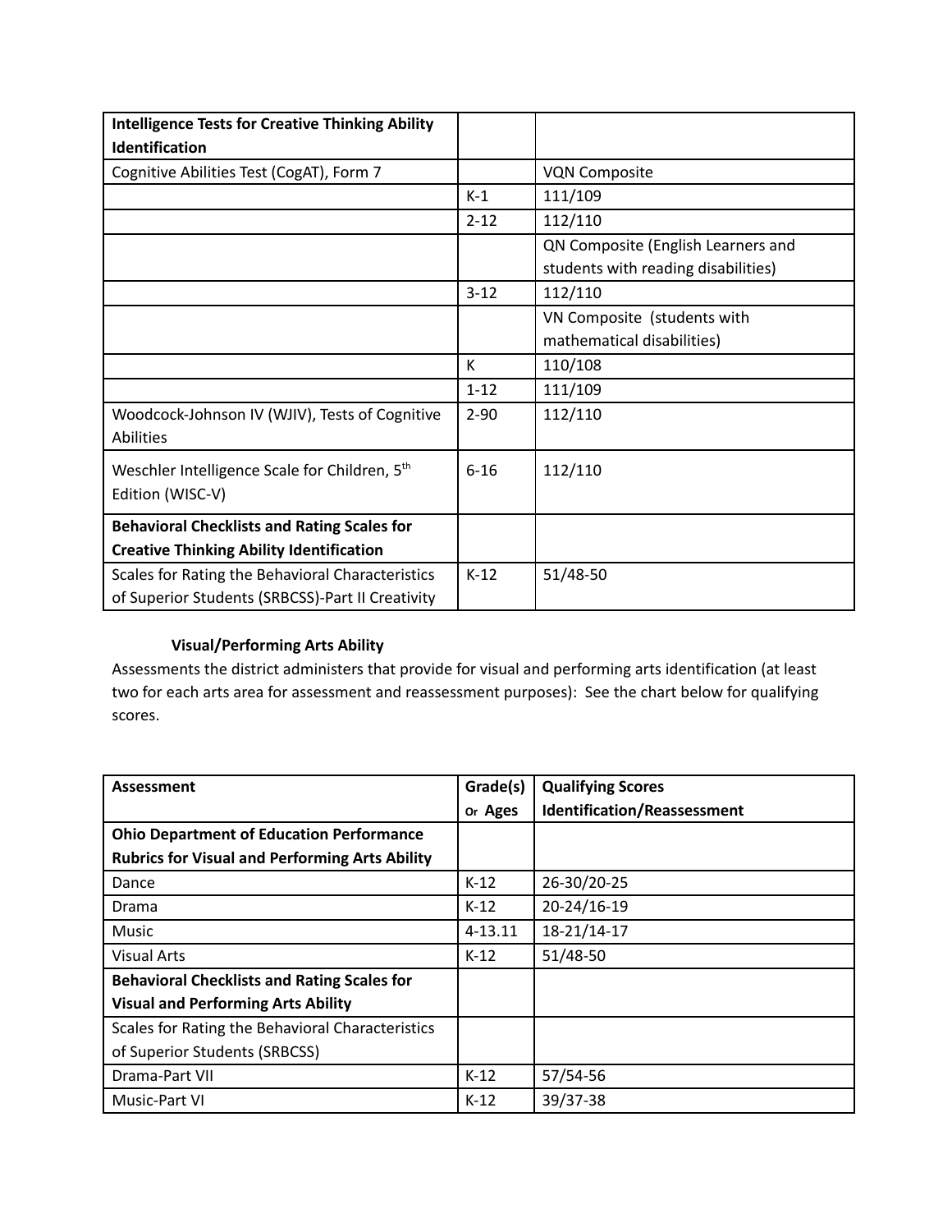| Intelligence Tests for Creative Thinking Ability Identification | | |
|---|---|---|
| Cognitive Abilities Test (CogAT), Form 7 | | VQN Composite |
| | K-1 | 111/109 |
| | 2-12 | 112/110 |
| | | QN Composite (English Learners and students with reading disabilities) |
| | 3-12 | 112/110 |
| | | VN Composite (students with mathematical disabilities) |
| | K | 110/108 |
| | 1-12 | 111/109 |
| Woodcock-Johnson IV (WJIV), Tests of Cognitive Abilities | 2-90 | 112/110 |
| Weschler Intelligence Scale for Children, 5th Edition (WISC-V) | 6-16 | 112/110 |
| **Behavioral Checklists and Rating Scales for Creative Thinking Ability Identification** | | |
| Scales for Rating the Behavioral Characteristics of Superior Students (SRBCSS)-Part II Creativity | K-12 | 51/48-50 |

**Visual/Performing Arts Ability**

Assessments the district administers that provide for visual and performing arts identification (at least two for each arts area for assessment and reassessment purposes): See the chart below for qualifying scores.

| Assessment | Grade(s) Or Ages | Qualifying Scores Identification/Reassessment |
|---|---|---|
| **Ohio Department of Education Performance Rubrics for Visual and Performing Arts Ability** | | |
| Dance | K-12 | 26-30/20-25 |
| Drama | K-12 | 20-24/16-19 |
| Music | 4-13.11 | 18-21/14-17 |
| Visual Arts | K-12 | 51/48-50 |
| **Behavioral Checklists and Rating Scales for Visual and Performing Arts Ability** | | |
| Scales for Rating the Behavioral Characteristics of Superior Students (SRBCSS) | | |
| Drama-Part VII | K-12 | 57/54-56 |
| Music-Part VI | K-12 | 39/37-38 |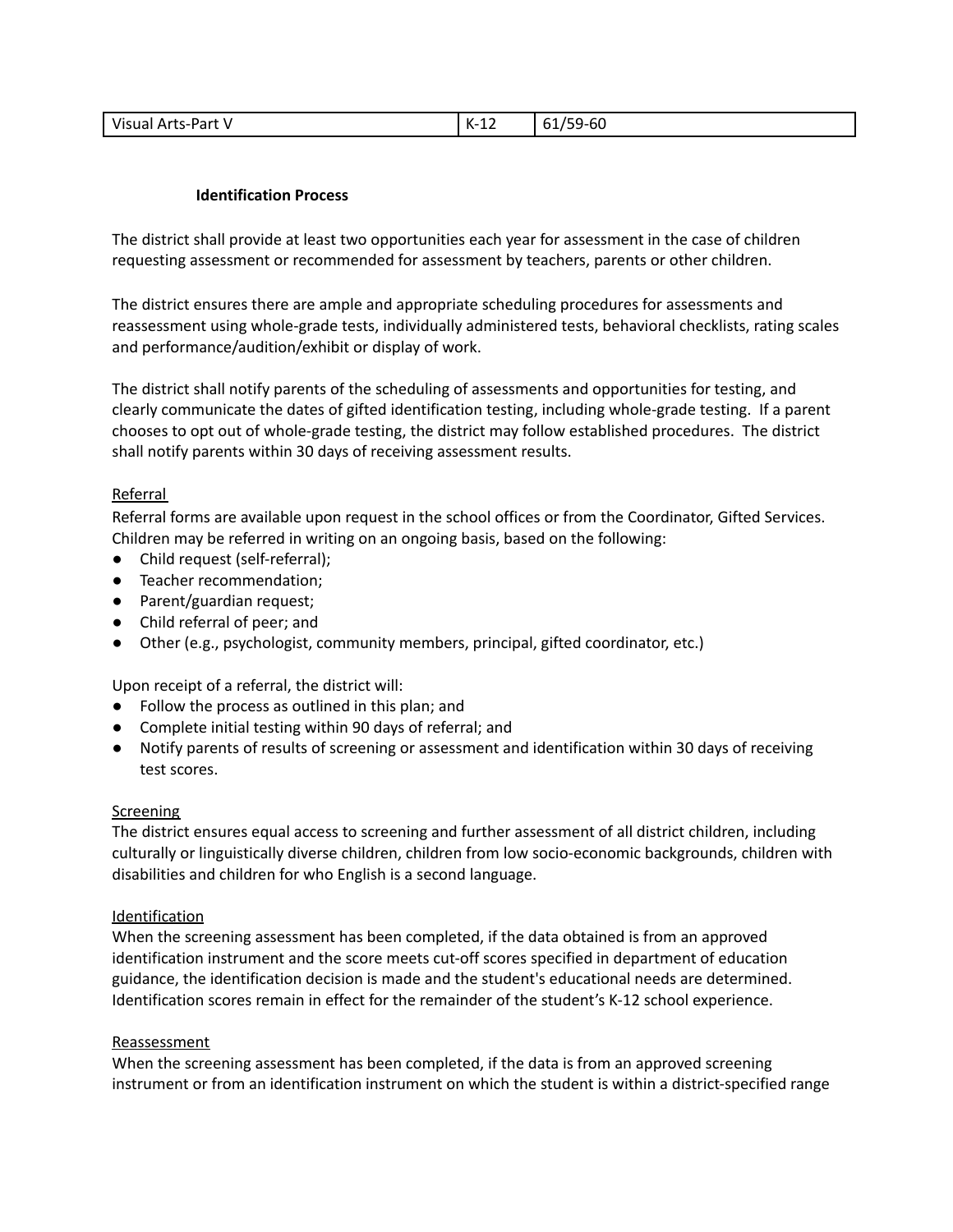| Visual Arts-Part V | K-12 | 61/59-60 |
|---|---|---|

**Identification Process**

The district shall provide at least two opportunities each year for assessment in the case of children requesting assessment or recommended for assessment by teachers, parents or other children.

The district ensures there are ample and appropriate scheduling procedures for assessments and reassessment using whole-grade tests, individually administered tests, behavioral checklists, rating scales and performance/audition/exhibit or display of work.

The district shall notify parents of the scheduling of assessments and opportunities for testing, and clearly communicate the dates of gifted identification testing, including whole-grade testing. If a parent chooses to opt out of whole-grade testing, the district may follow established procedures. The district shall notify parents within 30 days of receiving assessment results.

Referral

Referral forms are available upon request in the school offices or from the Coordinator, Gifted Services. Children may be referred in writing on an ongoing basis, based on the following:

- Child request (self-referral);
- Teacher recommendation;
- Parent/guardian request;
- Child referral of peer; and
- Other (e.g., psychologist, community members, principal, gifted coordinator, etc.)

Upon receipt of a referral, the district will:

- Follow the process as outlined in this plan; and
- Complete initial testing within 90 days of referral; and
- Notify parents of results of screening or assessment and identification within 30 days of receiving test scores.

Screening

The district ensures equal access to screening and further assessment of all district children, including culturally or linguistically diverse children, children from low socio-economic backgrounds, children with disabilities and children for who English is a second language.

Identification

When the screening assessment has been completed, if the data obtained is from an approved identification instrument and the score meets cut-off scores specified in department of education guidance, the identification decision is made and the student's educational needs are determined. Identification scores remain in effect for the remainder of the student's K-12 school experience.

Reassessment

When the screening assessment has been completed, if the data is from an approved screening instrument or from an identification instrument on which the student is within a district-specified range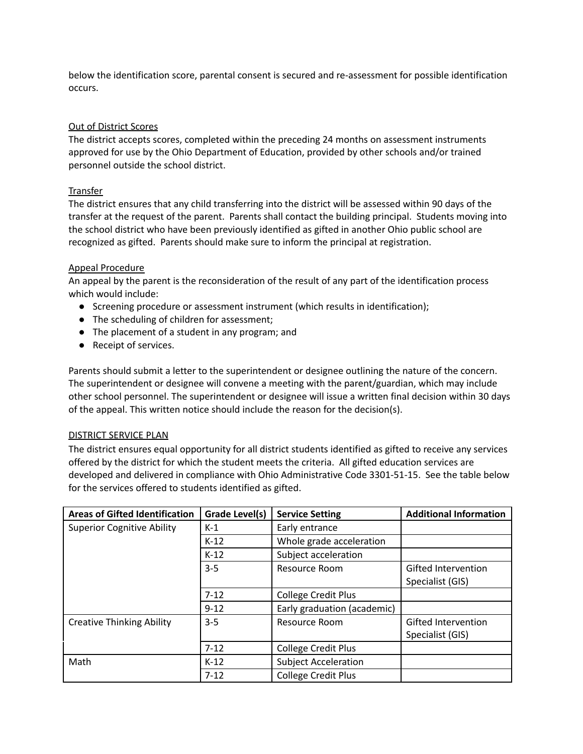below the identification score, parental consent is secured and re-assessment for possible identification occurs.

Out of District Scores

The district accepts scores, completed within the preceding 24 months on assessment instruments approved for use by the Ohio Department of Education, provided by other schools and/or trained personnel outside the school district.

Transfer

The district ensures that any child transferring into the district will be assessed within 90 days of the transfer at the request of the parent. Parents shall contact the building principal. Students moving into the school district who have been previously identified as gifted in another Ohio public school are recognized as gifted. Parents should make sure to inform the principal at registration.

Appeal Procedure

An appeal by the parent is the reconsideration of the result of any part of the identification process which would include:

- Screening procedure or assessment instrument (which results in identification);
- The scheduling of children for assessment;
- The placement of a student in any program; and
- Receipt of services.

Parents should submit a letter to the superintendent or designee outlining the nature of the concern. The superintendent or designee will convene a meeting with the parent/guardian, which may include other school personnel. The superintendent or designee will issue a written final decision within 30 days of the appeal. This written notice should include the reason for the decision(s).

DISTRICT SERVICE PLAN

The district ensures equal opportunity for all district students identified as gifted to receive any services offered by the district for which the student meets the criteria. All gifted education services are developed and delivered in compliance with Ohio Administrative Code 3301-51-15. See the table below for the services offered to students identified as gifted.

| Areas of Gifted Identification | Grade Level(s) | Service Setting | Additional Information |
|---|---|---|---|
| Superior Cognitive Ability | K-1 | Early entrance | |
| | K-12 | Whole grade acceleration | |
| | K-12 | Subject acceleration | |
| | 3-5 | Resource Room | Gifted Intervention Specialist (GIS) |
| | 7-12 | College Credit Plus | |
| | 9-12 | Early graduation (academic) | |
| Creative Thinking Ability | 3-5 | Resource Room | Gifted Intervention Specialist (GIS) |
| | 7-12 | College Credit Plus | |
| Math | K-12 | Subject Acceleration | |
| | 7-12 | College Credit Plus | |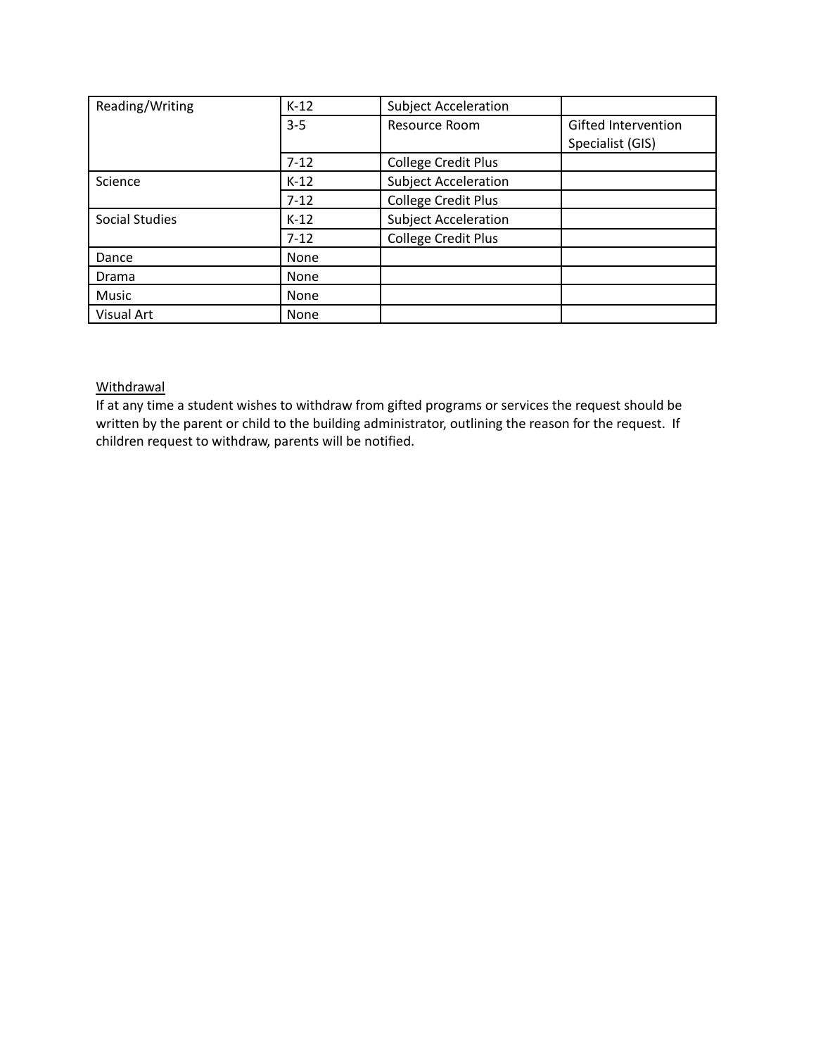| | | | |
|---|---|---|---|
| Reading/Writing | K-12 | Subject Acceleration | |
| | 3-5 | Resource Room | Gifted Intervention Specialist (GIS) |
| | 7-12 | College Credit Plus | |
| Science | K-12 | Subject Acceleration | |
| | 7-12 | College Credit Plus | |
| Social Studies | K-12 | Subject Acceleration | |
| | 7-12 | College Credit Plus | |
| Dance | None | | |
| Drama | None | | |
| Music | None | | |
| Visual Art | None | | |

<u>Withdrawal</u>

If at any time a student wishes to withdraw from gifted programs or services the request should be written by the parent or child to the building administrator, outlining the reason for the request. If children request to withdraw, parents will be notified.